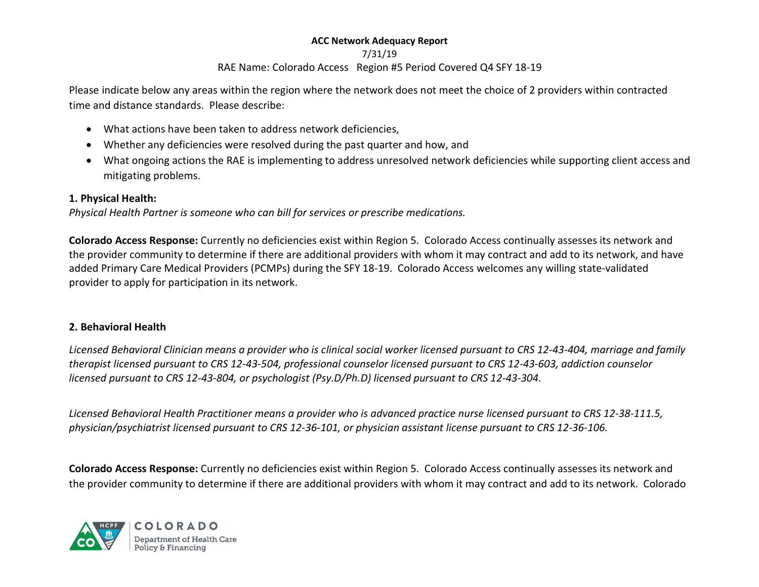**ACC Network Adequacy Report**

7/31/19

RAE Name: Colorado Access Region #5 Period Covered Q4 SFY 18-19

Please indicate below any areas within the region where the network does not meet the choice of 2 providers within contracted time and distance standards. Please describe:

- What actions have been taken to address network deficiencies,
- Whether any deficiencies were resolved during the past quarter and how, and
- What ongoing actions the RAE is implementing to address unresolved network deficiencies while supporting client access and mitigating problems.

**1. Physical Health:**

*Physical Health Partner is someone who can bill for services or prescribe medications.*

**Colorado Access Response:** Currently no deficiencies exist within Region 5. Colorado Access continually assesses its network and the provider community to determine if there are additional providers with whom it may contract and add to its network, and have added Primary Care Medical Providers (PCMPs) during the SFY 18-19. Colorado Access welcomes any willing state-validated provider to apply for participation in its network.

**2. Behavioral Health**

*Licensed Behavioral Clinician means a provider who is clinical social worker licensed pursuant to CRS 12-43-404, marriage and family therapist licensed pursuant to CRS 12-43-504, professional counselor licensed pursuant to CRS 12-43-603, addiction counselor licensed pursuant to CRS 12-43-804, or psychologist (Psy.D/Ph.D) licensed pursuant to CRS 12-43-304.*

*Licensed Behavioral Health Practitioner means a provider who is advanced practice nurse licensed pursuant to CRS 12-38-111.5, physician/psychiatrist licensed pursuant to CRS 12-36-101, or physician assistant license pursuant to CRS 12-36-106.*

**Colorado Access Response:** Currently no deficiencies exist within Region 5. Colorado Access continually assesses its network and the provider community to determine if there are additional providers with whom it may contract and add to its network. Colorado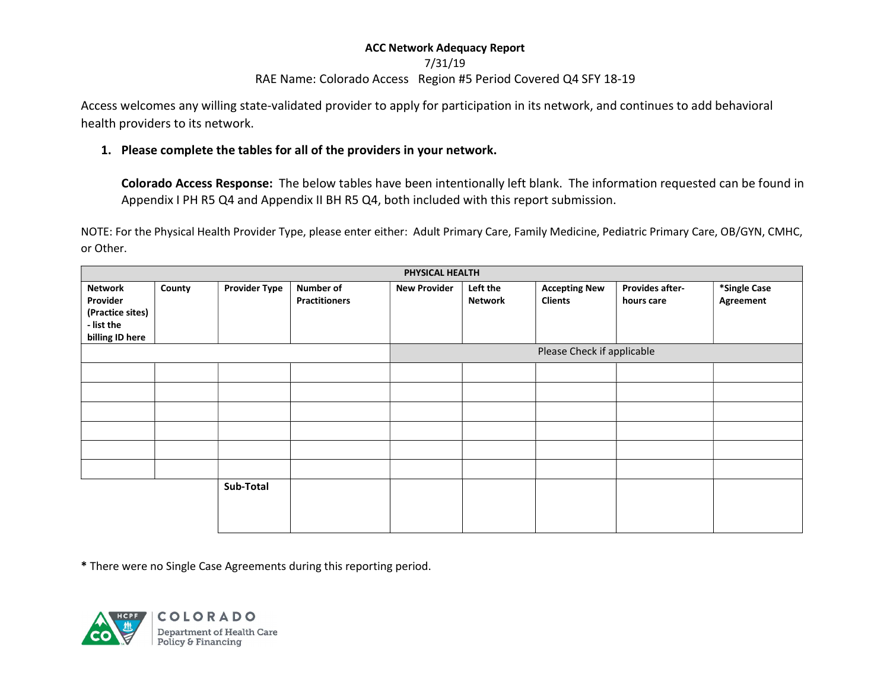**ACC Network Adequacy Report**

7/31/19

RAE Name: Colorado Access Region #5 Period Covered Q4 SFY 18-19

Access welcomes any willing state-validated provider to apply for participation in its network, and continues to add behavioral health providers to its network.

1. **Please complete the tables for all of the providers in your network.**

   **Colorado Access Response:** The below tables have been intentionally left blank. The information requested can be found in Appendix I PH R5 Q4 and Appendix II BH R5 Q4, both included with this report submission.

NOTE: For the Physical Health Provider Type, please enter either: Adult Primary Care, Family Medicine, Pediatric Primary Care, OB/GYN, CMHC, or Other.

| PHYSICAL HEALTH | | | | | | | | |
|---|---|---|---|---|---|---|---|---|
| **Network Provider (Practice sites) - list the billing ID here** | **County** | **Provider Type** | **Number of Practitioners** | **New Provider** | **Left the Network** | **Accepting New Clients** | **Provides after-hours care** | ***Single Case Agreement** |
| | | | | Please Check if applicable | | | | |
| | | | | | | | | |
| | | | | | | | | |
| | | | | | | | | |
| | | | | | | | | |
| | | | | | | | | |
| | | | | | | | | |
| | | **Sub-Total** | | | | | | |

**\*** There were no Single Case Agreements during this reporting period.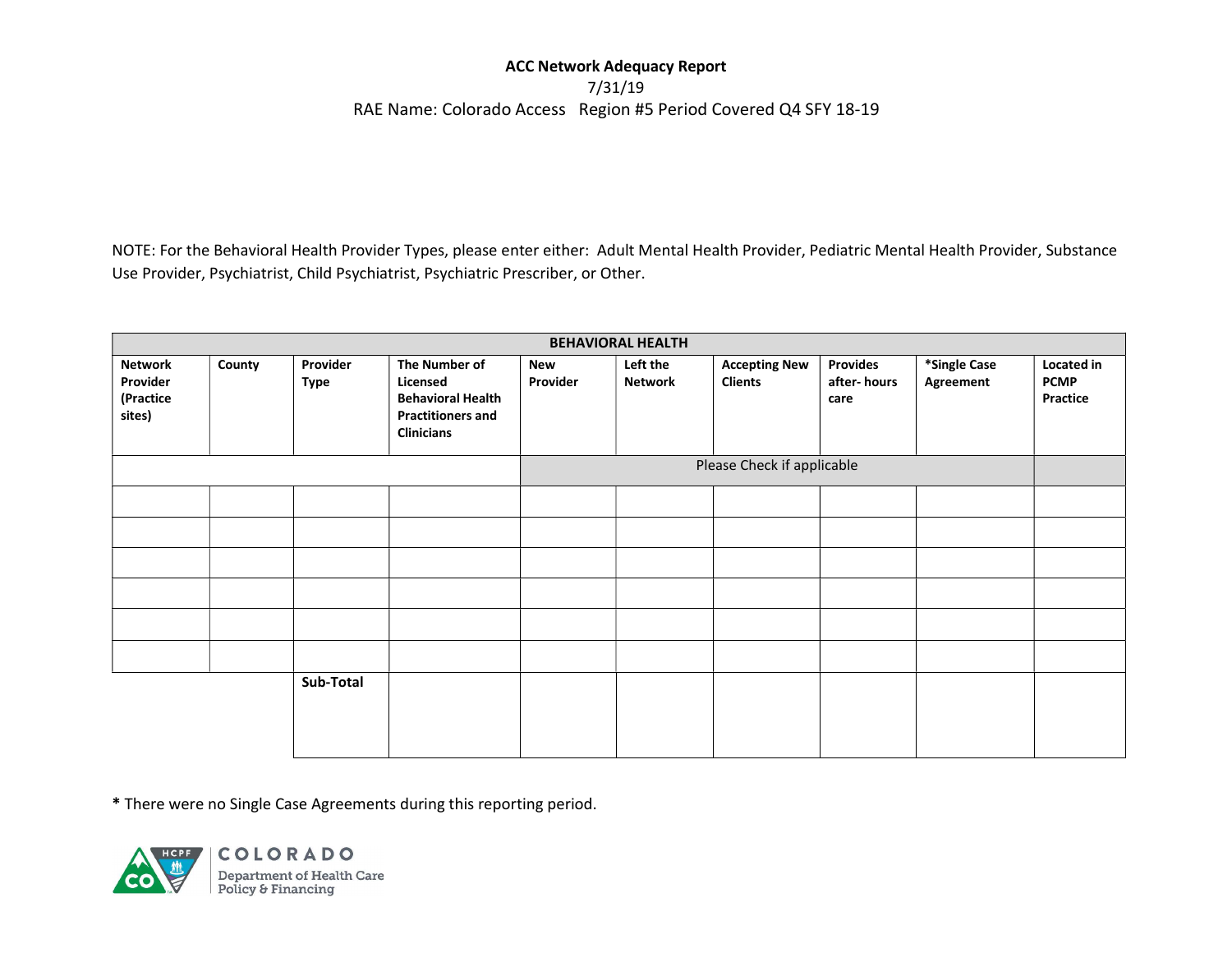**ACC Network Adequacy Report**

7/31/19

RAE Name: Colorado Access Region #5 Period Covered Q4 SFY 18-19

NOTE: For the Behavioral Health Provider Types, please enter either: Adult Mental Health Provider, Pediatric Mental Health Provider, Substance Use Provider, Psychiatrist, Child Psychiatrist, Psychiatric Prescriber, or Other.

| BEHAVIORAL HEALTH | | | | | | | | | |
|---|---|---|---|---|---|---|---|---|---|
| **Network Provider (Practice sites)** | **County** | **Provider Type** | **The Number of Licensed Behavioral Health Practitioners and Clinicians** | **New Provider** | **Left the Network** | **Accepting New Clients** | **Provides after- hours care** | ***Single Case Agreement** | **Located in PCMP Practice** |
| | | | | Please Check if applicable | | | | | |
| | | | | | | | | | |
| | | | | | | | | | |
| | | | | | | | | | |
| | | | | | | | | | |
| | | | | | | | | | |
| | | | | | | | | | |
| | | **Sub-Total** | | | | | | | |

**\*** There were no Single Case Agreements during this reporting period.

COLORADO
Department of Health Care Policy & Financing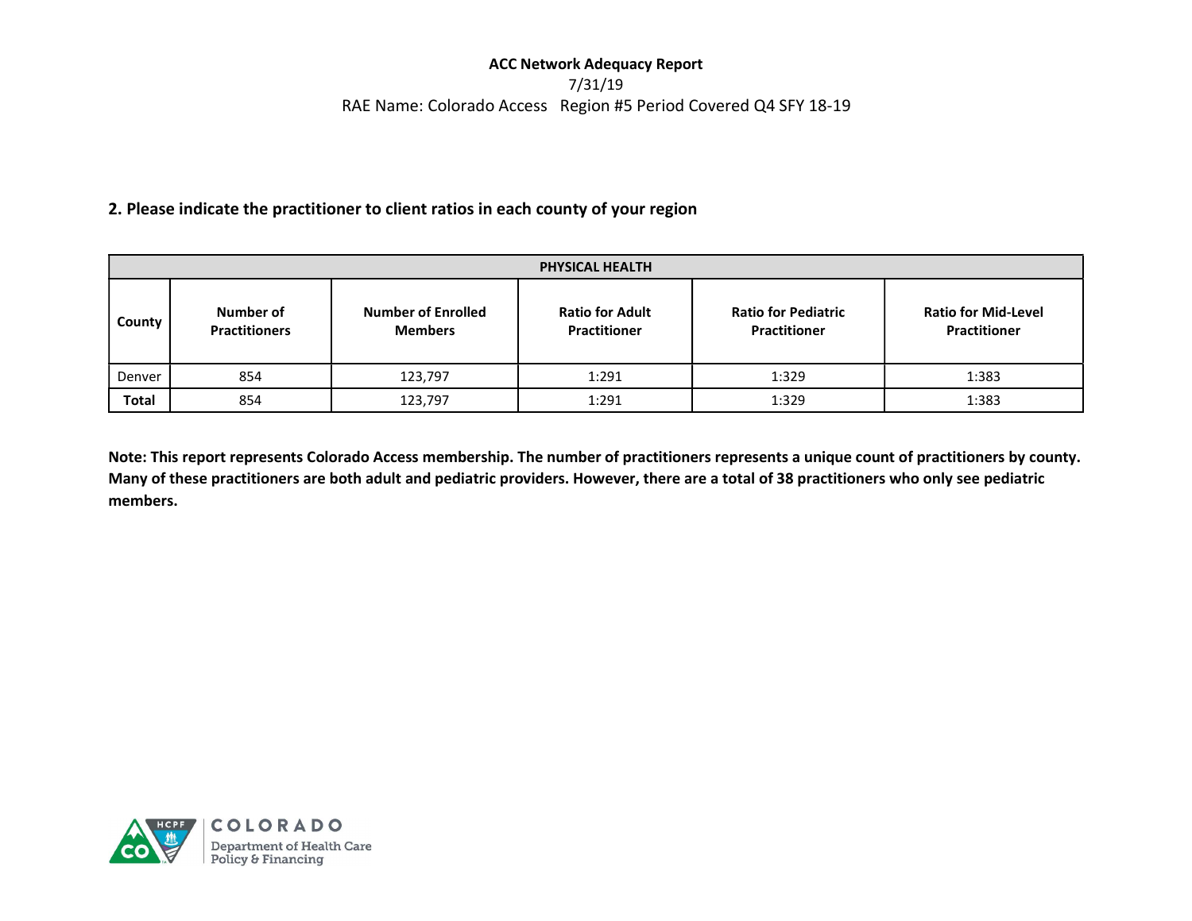**ACC Network Adequacy Report**

7/31/19

RAE Name: Colorado Access Region #5 Period Covered Q4 SFY 18-19

**2. Please indicate the practitioner to client ratios in each county of your region**

| PHYSICAL HEALTH | | | | | |
|---|---|---|---|---|---|
| **County** | **Number of Practitioners** | **Number of Enrolled Members** | **Ratio for Adult Practitioner** | **Ratio for Pediatric Practitioner** | **Ratio for Mid-Level Practitioner** |
| Denver | 854 | 123,797 | 1:291 | 1:329 | 1:383 |
| **Total** | 854 | 123,797 | 1:291 | 1:329 | 1:383 |

**Note: This report represents Colorado Access membership. The number of practitioners represents a unique count of practitioners by county. Many of these practitioners are both adult and pediatric providers. However, there are a total of 38 practitioners who only see pediatric members.**

COLORADO Department of Health Care Policy & Financing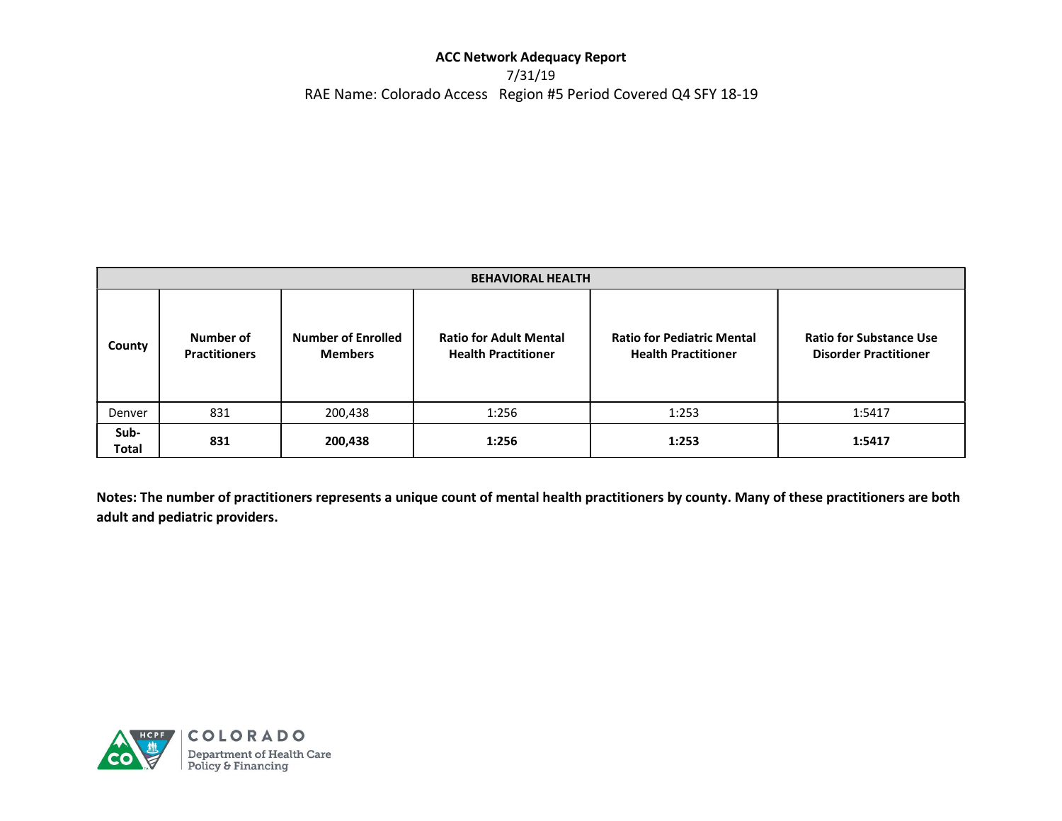**ACC Network Adequacy Report**

7/31/19

RAE Name: Colorado Access Region #5 Period Covered Q4 SFY 18-19

| BEHAVIORAL HEALTH | | | | | |
|---|---|---|---|---|---|
| **County** | **Number of Practitioners** | **Number of Enrolled Members** | **Ratio for Adult Mental Health Practitioner** | **Ratio for Pediatric Mental Health Practitioner** | **Ratio for Substance Use Disorder Practitioner** |
| Denver | 831 | 200,438 | 1:256 | 1:253 | 1:5417 |
| **Sub-Total** | **831** | **200,438** | **1:256** | **1:253** | **1:5417** |

**Notes: The number of practitioners represents a unique count of mental health practitioners by county. Many of these practitioners are both adult and pediatric providers.**

COLORADO
Department of Health Care Policy & Financing